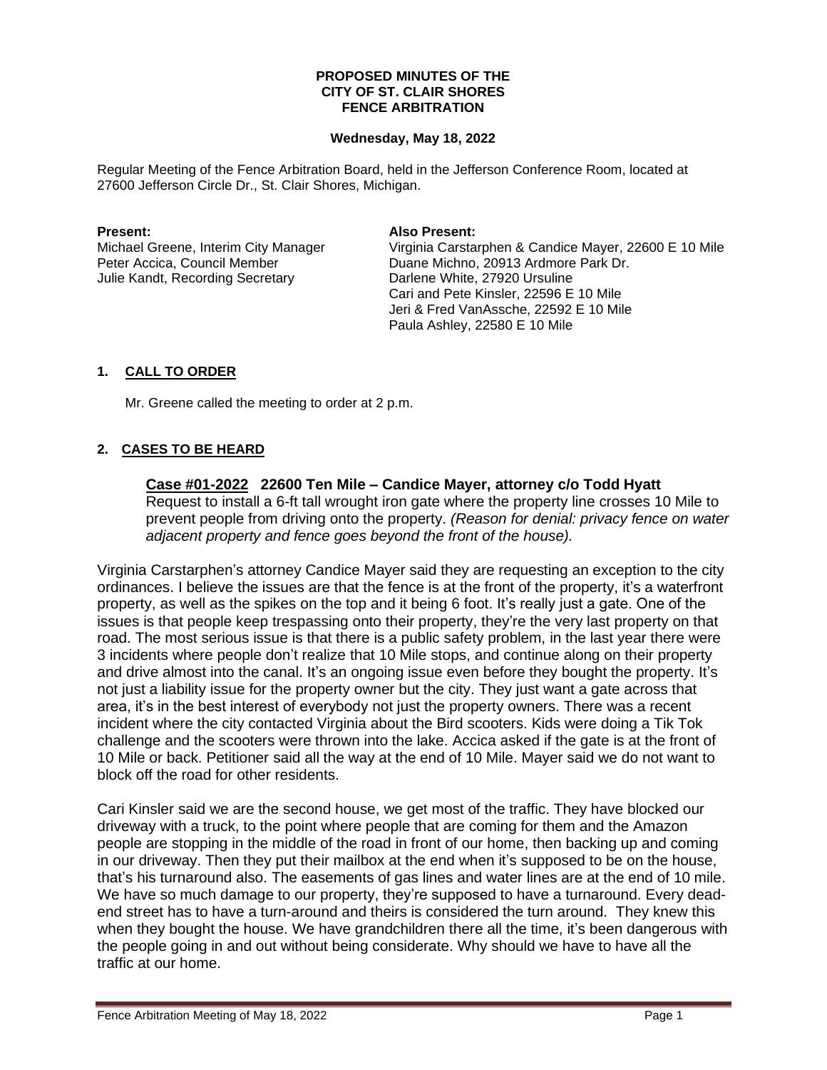**PROPOSED MINUTES OF THE**
**CITY OF ST. CLAIR SHORES**
**FENCE ARBITRATION**

**Wednesday, May 18, 2022**

Regular Meeting of the Fence Arbitration Board, held in the Jefferson Conference Room, located at 27600 Jefferson Circle Dr., St. Clair Shores, Michigan.

**Present:**
Michael Greene, Interim City Manager
Peter Accica, Council Member
Julie Kandt, Recording Secretary

**Also Present:**
Virginia Carstarphen & Candice Mayer, 22600 E 10 Mile
Duane Michno, 20913 Ardmore Park Dr.
Darlene White, 27920 Ursuline
Cari and Pete Kinsler, 22596 E 10 Mile
Jeri & Fred VanAssche, 22592 E 10 Mile
Paula Ashley, 22580 E 10 Mile

## 1. CALL TO ORDER

Mr. Greene called the meeting to order at 2 p.m.

## 2. CASES TO BE HEARD

### Case #01-2022 22600 Ten Mile – Candice Mayer, attorney c/o Todd Hyatt

Request to install a 6-ft tall wrought iron gate where the property line crosses 10 Mile to prevent people from driving onto the property. *(Reason for denial: privacy fence on water adjacent property and fence goes beyond the front of the house).*

Virginia Carstarphen's attorney Candice Mayer said they are requesting an exception to the city ordinances. I believe the issues are that the fence is at the front of the property, it's a waterfront property, as well as the spikes on the top and it being 6 foot. It's really just a gate. One of the issues is that people keep trespassing onto their property, they're the very last property on that road. The most serious issue is that there is a public safety problem, in the last year there were 3 incidents where people don't realize that 10 Mile stops, and continue along on their property and drive almost into the canal. It's an ongoing issue even before they bought the property. It's not just a liability issue for the property owner but the city. They just want a gate across that area, it's in the best interest of everybody not just the property owners. There was a recent incident where the city contacted Virginia about the Bird scooters. Kids were doing a Tik Tok challenge and the scooters were thrown into the lake. Accica asked if the gate is at the front of 10 Mile or back. Petitioner said all the way at the end of 10 Mile. Mayer said we do not want to block off the road for other residents.

Cari Kinsler said we are the second house, we get most of the traffic. They have blocked our driveway with a truck, to the point where people that are coming for them and the Amazon people are stopping in the middle of the road in front of our home, then backing up and coming in our driveway. Then they put their mailbox at the end when it's supposed to be on the house, that's his turnaround also. The easements of gas lines and water lines are at the end of 10 mile. We have so much damage to our property, they're supposed to have a turnaround. Every dead-end street has to have a turn-around and theirs is considered the turn around. They knew this when they bought the house. We have grandchildren there all the time, it's been dangerous with the people going in and out without being considerate. Why should we have to have all the traffic at our home.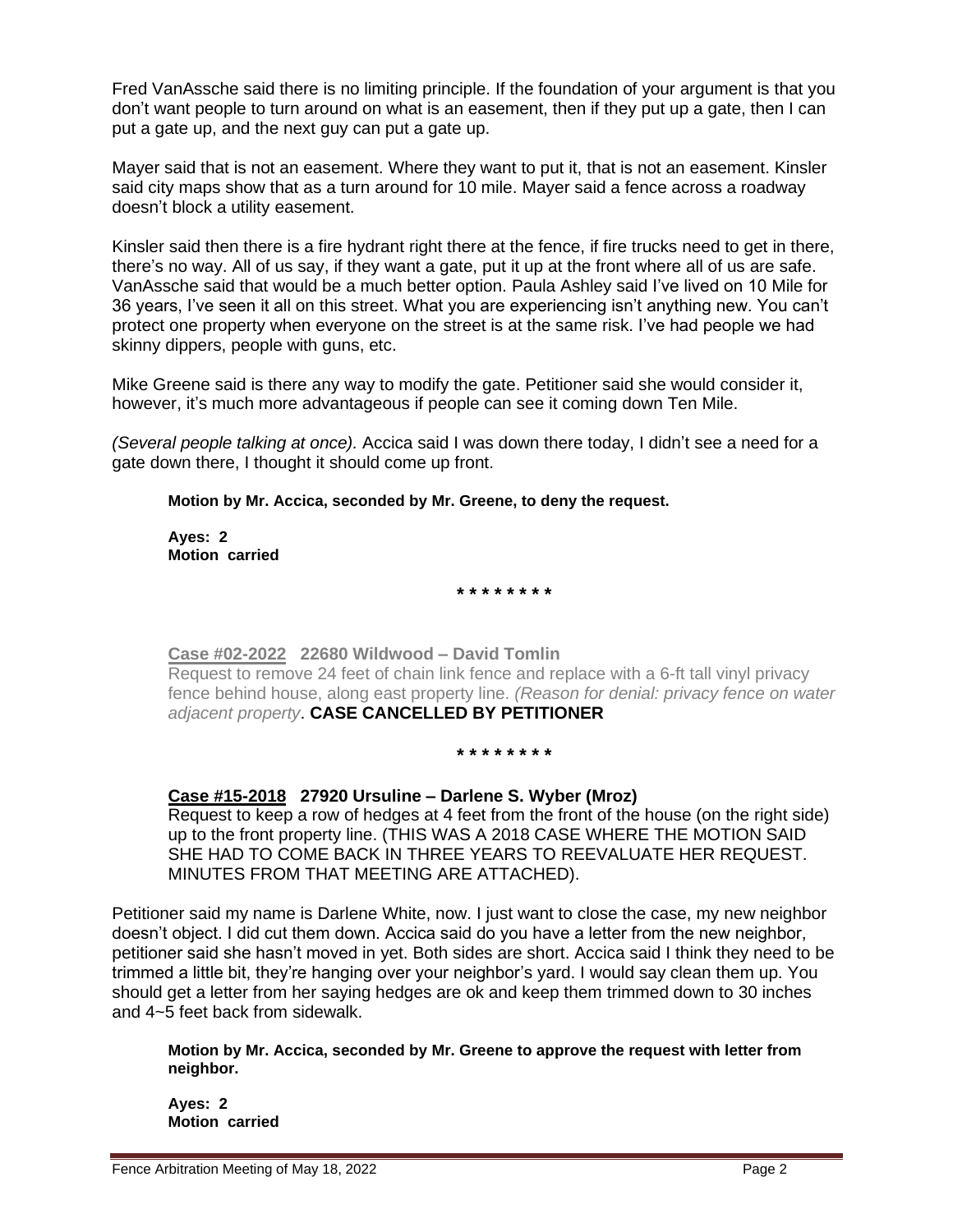Fred VanAssche said there is no limiting principle. If the foundation of your argument is that you don't want people to turn around on what is an easement, then if they put up a gate, then I can put a gate up, and the next guy can put a gate up.

Mayer said that is not an easement. Where they want to put it, that is not an easement. Kinsler said city maps show that as a turn around for 10 mile. Mayer said a fence across a roadway doesn't block a utility easement.

Kinsler said then there is a fire hydrant right there at the fence, if fire trucks need to get in there, there's no way. All of us say, if they want a gate, put it up at the front where all of us are safe. VanAssche said that would be a much better option. Paula Ashley said I've lived on 10 Mile for 36 years, I've seen it all on this street. What you are experiencing isn't anything new. You can't protect one property when everyone on the street is at the same risk. I've had people we had skinny dippers, people with guns, etc.

Mike Greene said is there any way to modify the gate. Petitioner said she would consider it, however, it's much more advantageous if people can see it coming down Ten Mile.

*(Several people talking at once).* Accica said I was down there today, I didn't see a need for a gate down there, I thought it should come up front.

**Motion by Mr. Accica, seconded by Mr. Greene, to deny the request.**

**Ayes: 2**
**Motion carried**

**\* \* \* \* \* \* \* \***

**Case #02-2022 22680 Wildwood – David Tomlin**
Request to remove 24 feet of chain link fence and replace with a 6-ft tall vinyl privacy fence behind house, along east property line. *(Reason for denial: privacy fence on water adjacent property*. **CASE CANCELLED BY PETITIONER**

**\* \* \* \* \* \* \* \***

**Case #15-2018 27920 Ursuline – Darlene S. Wyber (Mroz)**
Request to keep a row of hedges at 4 feet from the front of the house (on the right side) up to the front property line. (THIS WAS A 2018 CASE WHERE THE MOTION SAID SHE HAD TO COME BACK IN THREE YEARS TO REEVALUATE HER REQUEST. MINUTES FROM THAT MEETING ARE ATTACHED).

Petitioner said my name is Darlene White, now. I just want to close the case, my new neighbor doesn't object. I did cut them down. Accica said do you have a letter from the new neighbor, petitioner said she hasn't moved in yet. Both sides are short. Accica said I think they need to be trimmed a little bit, they're hanging over your neighbor's yard. I would say clean them up. You should get a letter from her saying hedges are ok and keep them trimmed down to 30 inches and 4~5 feet back from sidewalk.

**Motion by Mr. Accica, seconded by Mr. Greene to approve the request with letter from neighbor.**

**Ayes: 2**
**Motion carried**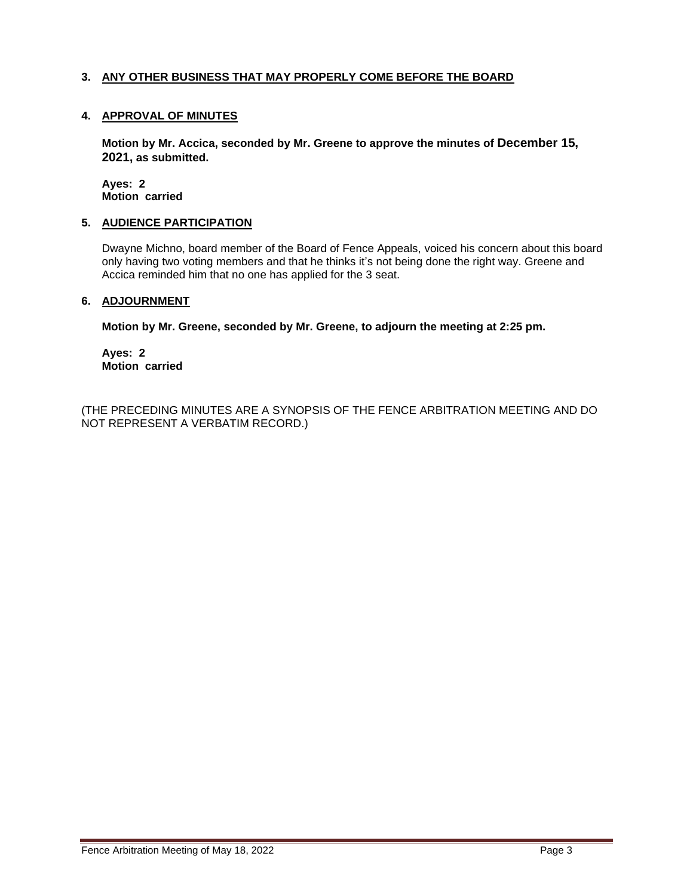## 3. ANY OTHER BUSINESS THAT MAY PROPERLY COME BEFORE THE BOARD

## 4. APPROVAL OF MINUTES

**Motion by Mr. Accica, seconded by Mr. Greene to approve the minutes of December 15, 2021, as submitted.**

**Ayes: 2**
**Motion carried**

## 5. AUDIENCE PARTICIPATION

Dwayne Michno, board member of the Board of Fence Appeals, voiced his concern about this board only having two voting members and that he thinks it's not being done the right way. Greene and Accica reminded him that no one has applied for the 3 seat.

## 6. ADJOURNMENT

**Motion by Mr. Greene, seconded by Mr. Greene, to adjourn the meeting at 2:25 pm.**

**Ayes: 2**
**Motion carried**

(THE PRECEDING MINUTES ARE A SYNOPSIS OF THE FENCE ARBITRATION MEETING AND DO NOT REPRESENT A VERBATIM RECORD.)